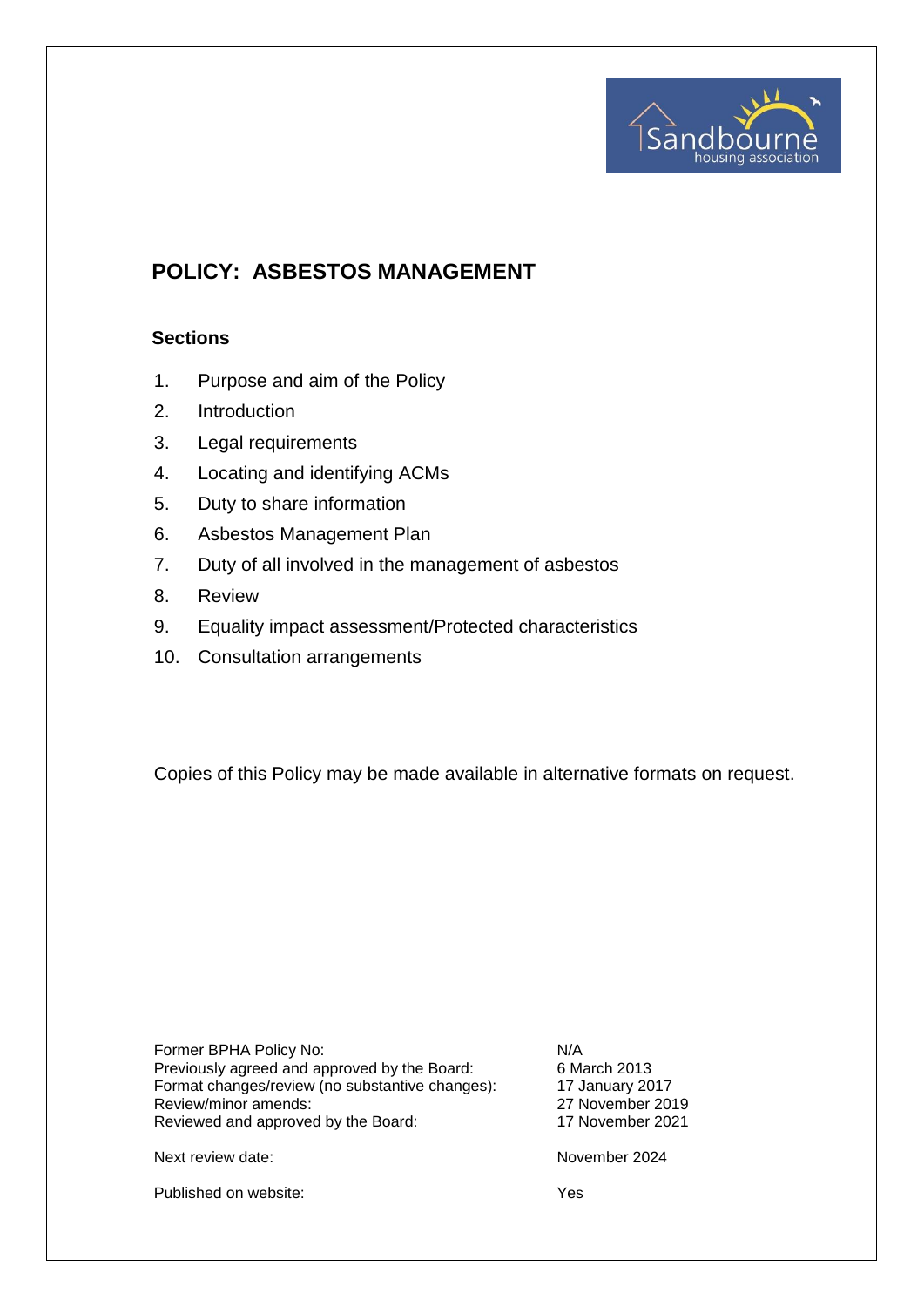# POLICY: ASBESTOS MANAGEMENT

## Sections

1. Purpose and aim of the Policy
2. Introduction
3. Legal requirements
4. Locating and identifying ACMs
5. Duty to share information
6. Asbestos Management Plan
7. Duty of all involved in the management of asbestos
8. Review
9. Equality impact assessment/Protected characteristics
10. Consultation arrangements

Copies of this Policy may be made available in alternative formats on request.

| | |
|---|---|
| Former BPHA Policy No: | N/A |
| Previously agreed and approved by the Board: | 6 March 2013 |
| Format changes/review (no substantive changes): | 17 January 2017 |
| Review/minor amends: | 27 November 2019 |
| Reviewed and approved by the Board: | 17 November 2021 |
| Next review date: | November 2024 |
| Published on website: | Yes |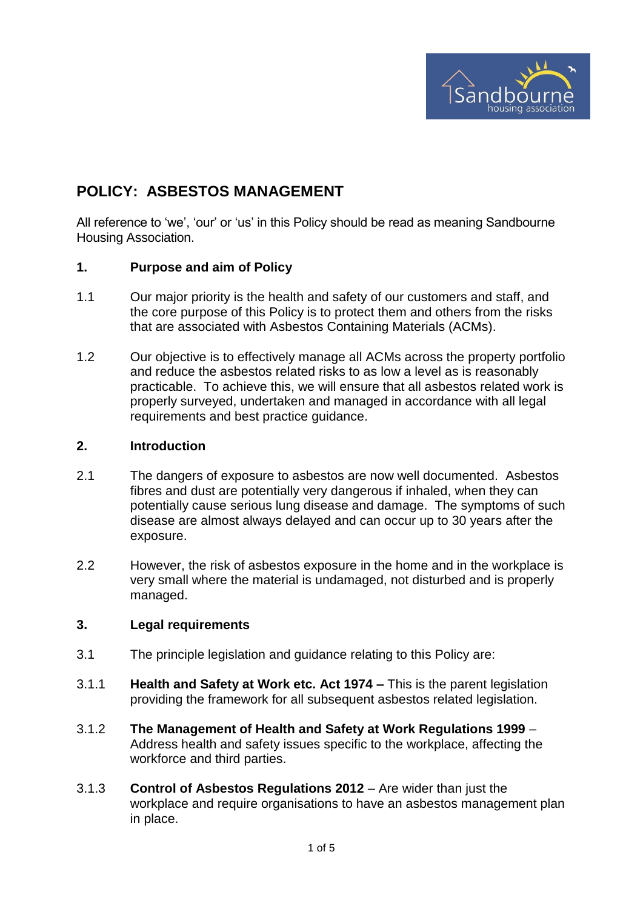# POLICY: ASBESTOS MANAGEMENT

All reference to 'we', 'our' or 'us' in this Policy should be read as meaning Sandbourne Housing Association.

## 1. Purpose and aim of Policy

1.1 Our major priority is the health and safety of our customers and staff, and the core purpose of this Policy is to protect them and others from the risks that are associated with Asbestos Containing Materials (ACMs).

1.2 Our objective is to effectively manage all ACMs across the property portfolio and reduce the asbestos related risks to as low a level as is reasonably practicable. To achieve this, we will ensure that all asbestos related work is properly surveyed, undertaken and managed in accordance with all legal requirements and best practice guidance.

## 2. Introduction

2.1 The dangers of exposure to asbestos are now well documented. Asbestos fibres and dust are potentially very dangerous if inhaled, when they can potentially cause serious lung disease and damage. The symptoms of such disease are almost always delayed and can occur up to 30 years after the exposure.

2.2 However, the risk of asbestos exposure in the home and in the workplace is very small where the material is undamaged, not disturbed and is properly managed.

## 3. Legal requirements

3.1 The principle legislation and guidance relating to this Policy are:

3.1.1 **Health and Safety at Work etc. Act 1974 –** This is the parent legislation providing the framework for all subsequent asbestos related legislation.

3.1.2 **The Management of Health and Safety at Work Regulations 1999** – Address health and safety issues specific to the workplace, affecting the workforce and third parties.

3.1.3 **Control of Asbestos Regulations 2012** – Are wider than just the workplace and require organisations to have an asbestos management plan in place.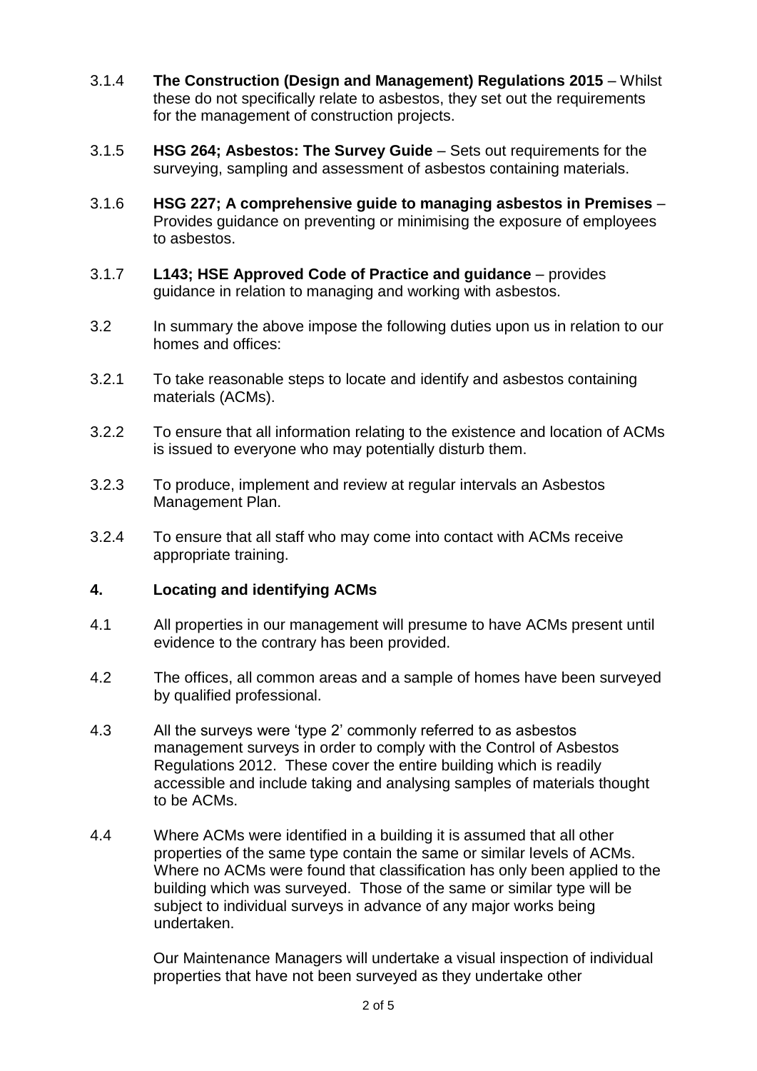3.1.4 **The Construction (Design and Management) Regulations 2015** – Whilst these do not specifically relate to asbestos, they set out the requirements for the management of construction projects.

3.1.5 **HSG 264; Asbestos: The Survey Guide** – Sets out requirements for the surveying, sampling and assessment of asbestos containing materials.

3.1.6 **HSG 227; A comprehensive guide to managing asbestos in Premises** – Provides guidance on preventing or minimising the exposure of employees to asbestos.

3.1.7 **L143; HSE Approved Code of Practice and guidance** – provides guidance in relation to managing and working with asbestos.

3.2 In summary the above impose the following duties upon us in relation to our homes and offices:

3.2.1 To take reasonable steps to locate and identify and asbestos containing materials (ACMs).

3.2.2 To ensure that all information relating to the existence and location of ACMs is issued to everyone who may potentially disturb them.

3.2.3 To produce, implement and review at regular intervals an Asbestos Management Plan.

3.2.4 To ensure that all staff who may come into contact with ACMs receive appropriate training.

## 4. Locating and identifying ACMs

4.1 All properties in our management will presume to have ACMs present until evidence to the contrary has been provided.

4.2 The offices, all common areas and a sample of homes have been surveyed by qualified professional.

4.3 All the surveys were 'type 2' commonly referred to as asbestos management surveys in order to comply with the Control of Asbestos Regulations 2012. These cover the entire building which is readily accessible and include taking and analysing samples of materials thought to be ACMs.

4.4 Where ACMs were identified in a building it is assumed that all other properties of the same type contain the same or similar levels of ACMs. Where no ACMs were found that classification has only been applied to the building which was surveyed. Those of the same or similar type will be subject to individual surveys in advance of any major works being undertaken.

Our Maintenance Managers will undertake a visual inspection of individual properties that have not been surveyed as they undertake other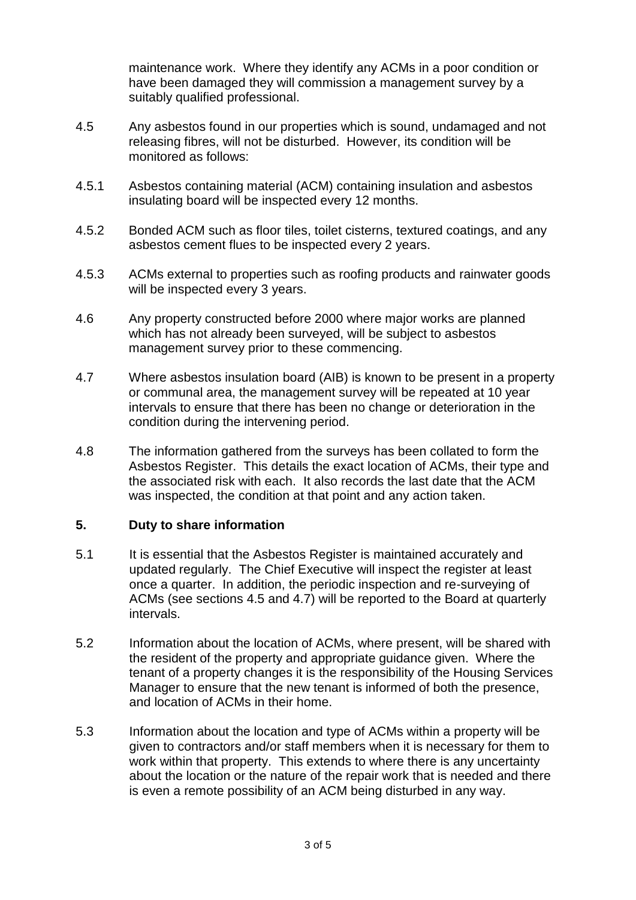maintenance work. Where they identify any ACMs in a poor condition or have been damaged they will commission a management survey by a suitably qualified professional.

4.5 Any asbestos found in our properties which is sound, undamaged and not releasing fibres, will not be disturbed. However, its condition will be monitored as follows:

4.5.1 Asbestos containing material (ACM) containing insulation and asbestos insulating board will be inspected every 12 months.

4.5.2 Bonded ACM such as floor tiles, toilet cisterns, textured coatings, and any asbestos cement flues to be inspected every 2 years.

4.5.3 ACMs external to properties such as roofing products and rainwater goods will be inspected every 3 years.

4.6 Any property constructed before 2000 where major works are planned which has not already been surveyed, will be subject to asbestos management survey prior to these commencing.

4.7 Where asbestos insulation board (AIB) is known to be present in a property or communal area, the management survey will be repeated at 10 year intervals to ensure that there has been no change or deterioration in the condition during the intervening period.

4.8 The information gathered from the surveys has been collated to form the Asbestos Register. This details the exact location of ACMs, their type and the associated risk with each. It also records the last date that the ACM was inspected, the condition at that point and any action taken.

## 5. Duty to share information

5.1 It is essential that the Asbestos Register is maintained accurately and updated regularly. The Chief Executive will inspect the register at least once a quarter. In addition, the periodic inspection and re-surveying of ACMs (see sections 4.5 and 4.7) will be reported to the Board at quarterly intervals.

5.2 Information about the location of ACMs, where present, will be shared with the resident of the property and appropriate guidance given. Where the tenant of a property changes it is the responsibility of the Housing Services Manager to ensure that the new tenant is informed of both the presence, and location of ACMs in their home.

5.3 Information about the location and type of ACMs within a property will be given to contractors and/or staff members when it is necessary for them to work within that property. This extends to where there is any uncertainty about the location or the nature of the repair work that is needed and there is even a remote possibility of an ACM being disturbed in any way.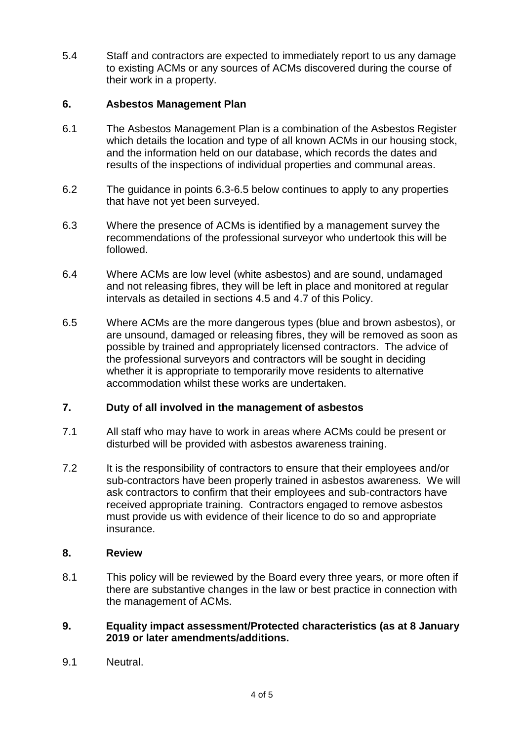5.4 Staff and contractors are expected to immediately report to us any damage to existing ACMs or any sources of ACMs discovered during the course of their work in a property.

## 6. Asbestos Management Plan

6.1 The Asbestos Management Plan is a combination of the Asbestos Register which details the location and type of all known ACMs in our housing stock, and the information held on our database, which records the dates and results of the inspections of individual properties and communal areas.

6.2 The guidance in points 6.3-6.5 below continues to apply to any properties that have not yet been surveyed.

6.3 Where the presence of ACMs is identified by a management survey the recommendations of the professional surveyor who undertook this will be followed.

6.4 Where ACMs are low level (white asbestos) and are sound, undamaged and not releasing fibres, they will be left in place and monitored at regular intervals as detailed in sections 4.5 and 4.7 of this Policy.

6.5 Where ACMs are the more dangerous types (blue and brown asbestos), or are unsound, damaged or releasing fibres, they will be removed as soon as possible by trained and appropriately licensed contractors. The advice of the professional surveyors and contractors will be sought in deciding whether it is appropriate to temporarily move residents to alternative accommodation whilst these works are undertaken.

## 7. Duty of all involved in the management of asbestos

7.1 All staff who may have to work in areas where ACMs could be present or disturbed will be provided with asbestos awareness training.

7.2 It is the responsibility of contractors to ensure that their employees and/or sub-contractors have been properly trained in asbestos awareness. We will ask contractors to confirm that their employees and sub-contractors have received appropriate training. Contractors engaged to remove asbestos must provide us with evidence of their licence to do so and appropriate insurance.

## 8. Review

8.1 This policy will be reviewed by the Board every three years, or more often if there are substantive changes in the law or best practice in connection with the management of ACMs.

## 9. Equality impact assessment/Protected characteristics (as at 8 January 2019 or later amendments/additions.

9.1 Neutral.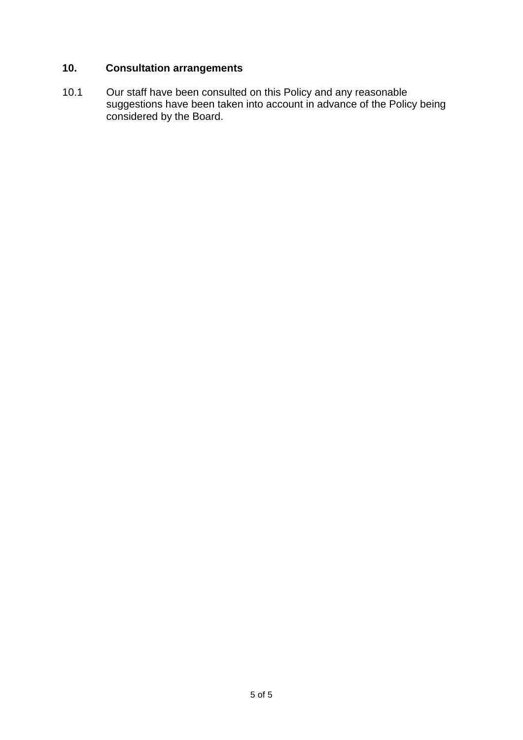## 10. Consultation arrangements

10.1 Our staff have been consulted on this Policy and any reasonable suggestions have been taken into account in advance of the Policy being considered by the Board.